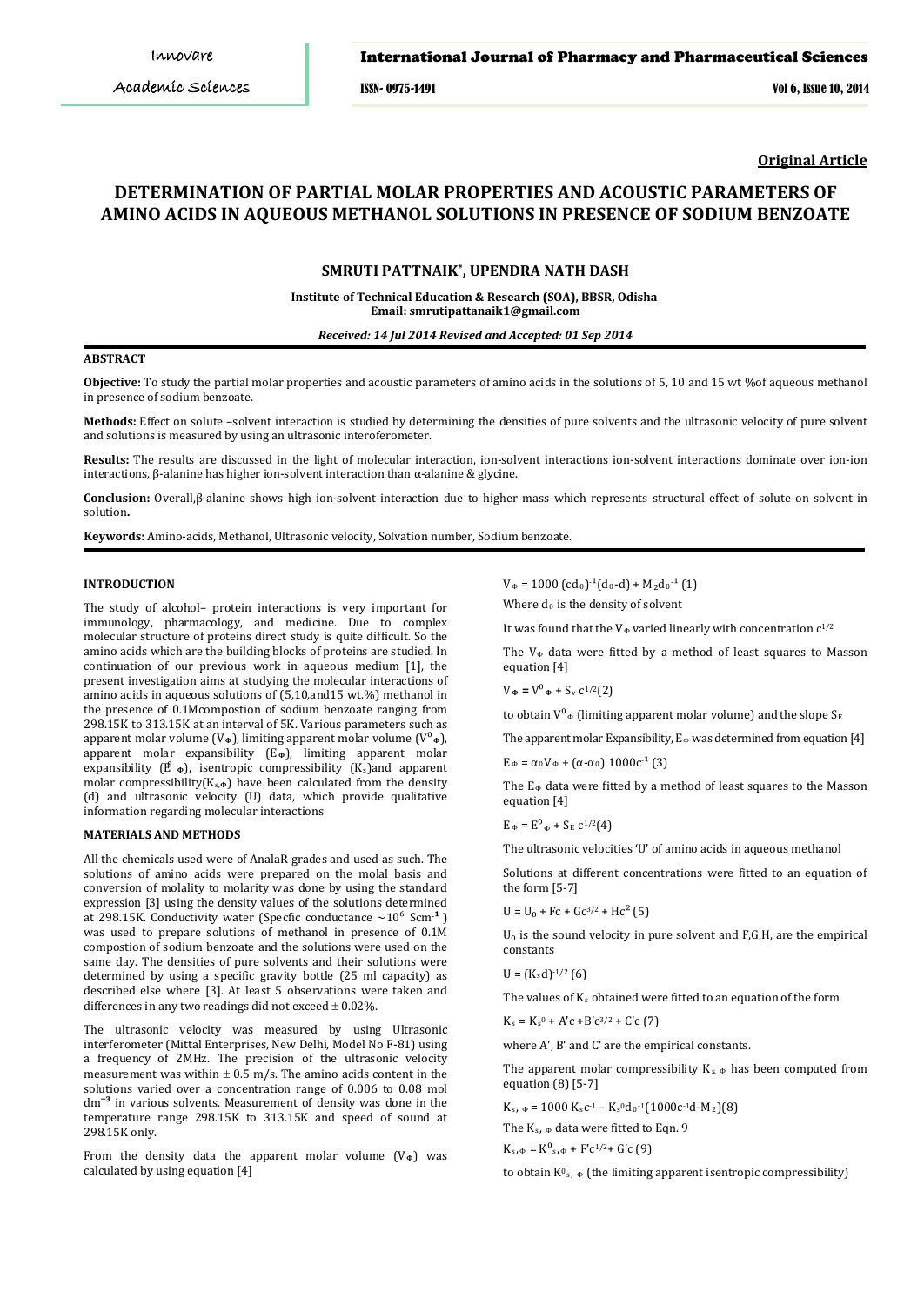**Original Article**

# DETERMINATION OF PARTIAL MOLAR PROPERTIES AND ACOUSTIC PARAMETERS OF AMINO ACIDS IN AQUEOUS METHANOL SOLUTIONS IN PRESENCE OF SODIUM BENZOATE

**SMRUTI PATTNAIK\*, UPENDRA NATH DASH**

**Institute of Technical Education & Research (SOA), BBSR, Odisha**
**Email: smrutipattanaik1@gmail.com**

***Received: 14 Jul 2014 Revised and Accepted: 01 Sep 2014***

## ABSTRACT

**Objective:** To study the partial molar properties and acoustic parameters of amino acids in the solutions of 5, 10 and 15 wt %of aqueous methanol in presence of sodium benzoate.

**Methods:** Effect on solute –solvent interaction is studied by determining the densities of pure solvents and the ultrasonic velocity of pure solvent and solutions is measured by using an ultrasonic interoferometer.

**Results:** The results are discussed in the light of molecular interaction, ion-solvent interactions ion-solvent interactions dominate over ion-ion interactions, β-alanine has higher ion-solvent interaction than α-alanine & glycine.

**Conclusion:** Overall,β-alanine shows high ion-solvent interaction due to higher mass which represents structural effect of solute on solvent in solution**.**

**Keywords:** Amino-acids, Methanol, Ultrasonic velocity, Solvation number, Sodium benzoate.

## INTRODUCTION

The study of alcohol– protein interactions is very important for immunology, pharmacology, and medicine. Due to complex molecular structure of proteins direct study is quite difficult. So the amino acids which are the building blocks of proteins are studied. In continuation of our previous work in aqueous medium [1], the present investigation aims at studying the molecular interactions of amino acids in aqueous solutions of (5,10,and15 wt.%) methanol in the presence of 0.1Mcompostion of sodium benzoate ranging from 298.15K to 313.15K at an interval of 5K. Various parameters such as apparent molar volume ($V_\Phi$), limiting apparent molar volume ($V^0_\Phi$), apparent molar expansibility ($E_\Phi$), limiting apparent molar expansibility ($E^0_\Phi$), isentropic compressibility ($K_s$)and apparent molar compressibility($K_{s,\Phi}$) have been calculated from the density (d) and ultrasonic velocity (U) data, which provide qualitative information regarding molecular interactions

## MATERIALS AND METHODS

All the chemicals used were of AnalaR grades and used as such. The solutions of amino acids were prepared on the molal basis and conversion of molality to molarity was done by using the standard expression [3] using the density values of the solutions determined at 298.15K. Conductivity water (Specfic conductance ~$10^6$ Scm$^{-1}$) was used to prepare solutions of methanol in presence of 0.1M compostion of sodium benzoate and the solutions were used on the same day. The densities of pure solvents and their solutions were determined by using a specific gravity bottle (25 ml capacity) as described else where [3]. At least 5 observations were taken and differences in any two readings did not exceed ± 0.02%.

The ultrasonic velocity was measured by using Ultrasonic interferometer (Mittal Enterprises, New Delhi, Model No F-81) using a frequency of 2MHz. The precision of the ultrasonic velocity measurement was within ± 0.5 m/s. The amino acids content in the solutions varied over a concentration range of 0.006 to 0.08 mol dm$^{-3}$ in various solvents. Measurement of density was done in the temperature range 298.15K to 313.15K and speed of sound at 298.15K only.

From the density data the apparent molar volume ($V_\Phi$) was calculated by using equation [4]

$$V_\Phi = 1000\,(cd_0)^{-1}(d_0-d) + M_2 d_0^{-1} \quad (1)$$

Where $d_0$ is the density of solvent

It was found that the $V_\Phi$ varied linearly with concentration $c^{1/2}$

The $V_\Phi$ data were fitted by a method of least squares to Masson equation [4]

$$V_\Phi = V^0_\Phi + S_v\, c^{1/2} \quad (2)$$

to obtain $V^0_\Phi$ (limiting apparent molar volume) and the slope $S_E$

The apparent molar Expansibility, $E_\Phi$ was determined from equation [4]

$$E_\Phi = \alpha_0 V_\Phi + (\alpha-\alpha_0)\, 1000c^{-1} \quad (3)$$

The $E_\Phi$ data were fitted by a method of least squares to the Masson equation [4]

$$E_\Phi = E^0_\Phi + S_E\, c^{1/2} \quad (4)$$

The ultrasonic velocities 'U' of amino acids in aqueous methanol

Solutions at different concentrations were fitted to an equation of the form [5-7]

$$U = U_0 + Fc + Gc^{3/2} + Hc^2 \quad (5)$$

$U_0$ is the sound velocity in pure solvent and F,G,H, are the empirical constants

$$U = (K_s d)^{-1/2} \quad (6)$$

The values of $K_s$ obtained were fitted to an equation of the form

$$K_s = K_s^0 + A'c + B'c^{3/2} + C'c \quad (7)$$

where A', B' and C' are the empirical constants.

The apparent molar compressibility $K_{s,\Phi}$ has been computed from equation (8) [5-7]

$$K_{s,\Phi} = 1000\, K_s c^{-1} - K_s^0 d_0^{-1}(1000c^{-1}d - M_2) \quad (8)$$

The $K_{s,\Phi}$ data were fitted to Eqn. 9

$$K_{s,\Phi} = K^0_{s,\Phi} + F'c^{1/2} + G'c \quad (9)$$

to obtain $K^0_{s,\Phi}$ (the limiting apparent isentropic compressibility)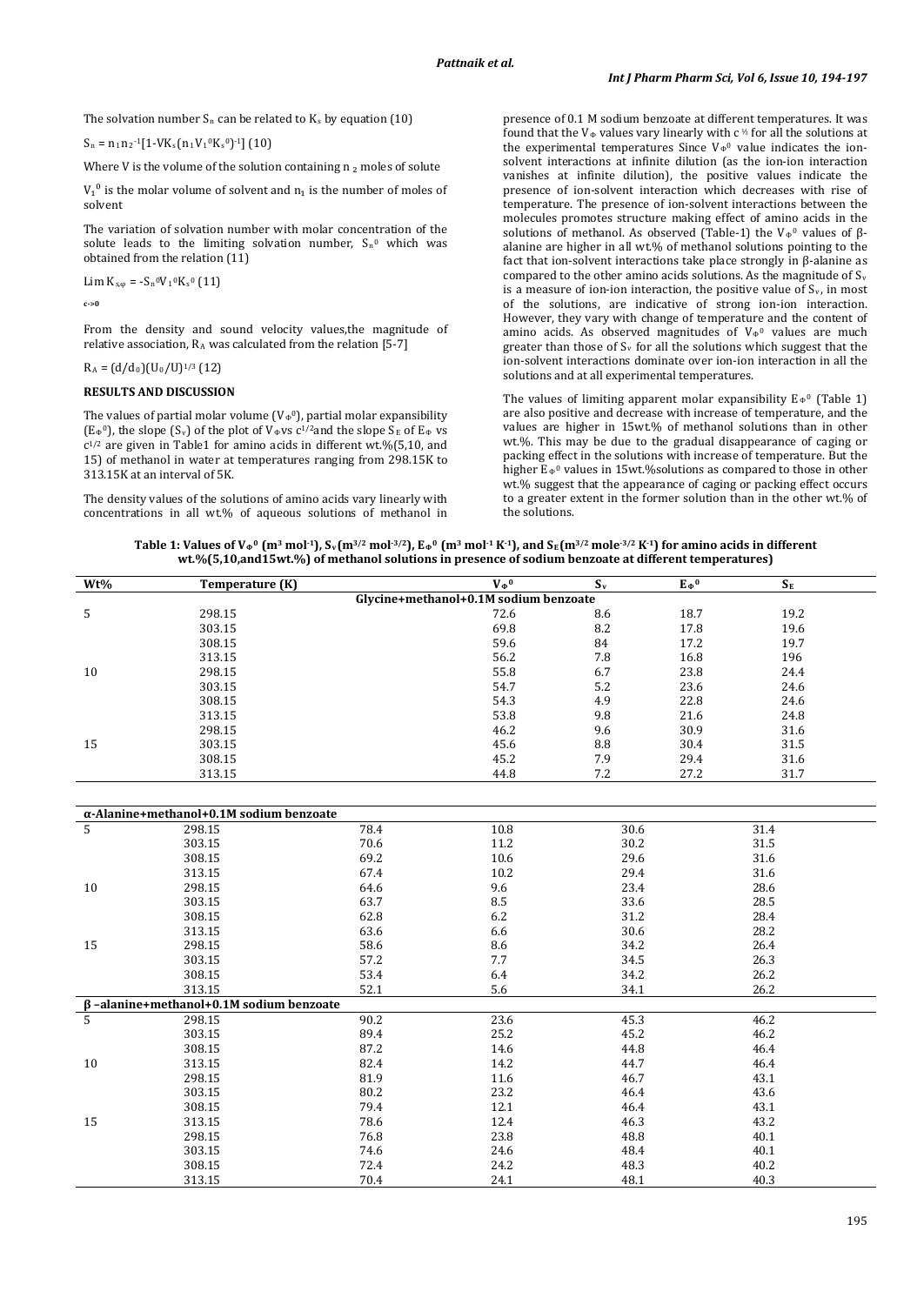The solvation number $S_n$ can be related to $K_s$ by equation (10)

$$S_n = n_1 n_2^{-1}[1\text{-}VK_s(n_1V_1^0K_s^0)^{-1}] \quad (10)$$

Where V is the volume of the solution containing $n_2$ moles of solute

$V_1^0$ is the molar volume of solvent and $n_1$ is the number of moles of solvent

The variation of solvation number with molar concentration of the solute leads to the limiting solvation number, $S_n^0$ which was obtained from the relation (11)

$$\lim_{c \to 0} K_{s\varphi} = -S_n^0 V_1^0 K_s^0 \quad (11)$$

From the density and sound velocity values,the magnitude of relative association, $R_A$ was calculated from the relation [5-7]

$$R_A = (d/d_0)(U_0/U)^{1/3} \quad (12)$$

## RESULTS AND DISCUSSION

The values of partial molar volume ($V_\Phi^0$), partial molar expansibility ($E_\Phi^0$), the slope ($S_v$) of the plot of $V_\Phi$ vs $c^{1/2}$ and the slope $S_E$ of $E_\Phi$ vs $c^{1/2}$ are given in Table1 for amino acids in different wt.%(5,10, and 15) of methanol in water at temperatures ranging from 298.15K to 313.15K at an interval of 5K.

The density values of the solutions of amino acids vary linearly with concentrations in all wt.% of aqueous solutions of methanol in presence of 0.1 M sodium benzoate at different temperatures. It was found that the $V_\Phi$ values vary linearly with $c^{1/2}$ for all the solutions at the experimental temperatures Since $V_\Phi^0$ value indicates the ion-solvent interactions at infinite dilution (as the ion-ion interaction vanishes at infinite dilution), the positive values indicate the presence of ion-solvent interaction which decreases with rise of temperature. The presence of ion-solvent interactions between the molecules promotes structure making effect of amino acids in the solutions of methanol. As observed (Table-1) the $V_\Phi^0$ values of β-alanine are higher in all wt.% of methanol solutions pointing to the fact that ion-solvent interactions take place strongly in β-alanine as compared to the other amino acids solutions. As the magnitude of $S_v$ is a measure of ion-ion interaction, the positive value of $S_v$, in most of the solutions, are indicative of strong ion-ion interaction. However, they vary with change of temperature and the content of amino acids. As observed magnitudes of $V_\Phi^0$ values are much greater than those of $S_v$ for all the solutions which suggest that the ion-solvent interactions dominate over ion-ion interaction in all the solutions and at all experimental temperatures.

The values of limiting apparent molar expansibility $E_\Phi^0$ (Table 1) are also positive and decrease with increase of temperature, and the values are higher in 15wt.% of methanol solutions than in other wt.%. This may be due to the gradual disappearance of caging or packing effect in the solutions with increase of temperature. But the higher $E_\Phi^0$ values in 15wt.%solutions as compared to those in other wt.% suggest that the appearance of caging or packing effect occurs to a greater extent in the former solution than in the other wt.% of the solutions.

**Table 1: Values of $V_\Phi^0$ ($m^3\ mol^{-1}$), $S_v$($m^{3/2}\ mol^{-3/2}$), $E_\Phi^0$ ($m^3\ mol^{-1}\ K^{-1}$), and $S_E$($m^{3/2}\ mole^{-3/2}\ K^{-1}$) for amino acids in different wt.%(5,10,and15wt.%) of methanol solutions in presence of sodium benzoate at different temperatures)**

| Wt% | Temperature (K) | $V_\Phi^0$ | $S_v$ | $E_\Phi^0$ | $S_E$ |
|---|---|---|---|---|---|
| | **Glycine+methanol+0.1M sodium benzoate** | | | | |
| 5 | 298.15 | 72.6 | 8.6 | 18.7 | 19.2 |
| | 303.15 | 69.8 | 8.2 | 17.8 | 19.6 |
| | 308.15 | 59.6 | 84 | 17.2 | 19.7 |
| | 313.15 | 56.2 | 7.8 | 16.8 | 196 |
| 10 | 298.15 | 55.8 | 6.7 | 23.8 | 24.4 |
| | 303.15 | 54.7 | 5.2 | 23.6 | 24.6 |
| | 308.15 | 54.3 | 4.9 | 22.8 | 24.6 |
| | 313.15 | 53.8 | 9.8 | 21.6 | 24.8 |
| | 298.15 | 46.2 | 9.6 | 30.9 | 31.6 |
| 15 | 303.15 | 45.6 | 8.8 | 30.4 | 31.5 |
| | 308.15 | 45.2 | 7.9 | 29.4 | 31.6 |
| | 313.15 | 44.8 | 7.2 | 27.2 | 31.7 |
| **α-Alanine+methanol+0.1M sodium benzoate** | | | | | |
| 5 | 298.15 | 78.4 | 10.8 | 30.6 | 31.4 |
| | 303.15 | 70.6 | 11.2 | 30.2 | 31.5 |
| | 308.15 | 69.2 | 10.6 | 29.6 | 31.6 |
| | 313.15 | 67.4 | 10.2 | 29.4 | 31.6 |
| 10 | 298.15 | 64.6 | 9.6 | 23.4 | 28.6 |
| | 303.15 | 63.7 | 8.5 | 33.6 | 28.5 |
| | 308.15 | 62.8 | 6.2 | 31.2 | 28.4 |
| | 313.15 | 63.6 | 6.6 | 30.6 | 28.2 |
| 15 | 298.15 | 58.6 | 8.6 | 34.2 | 26.4 |
| | 303.15 | 57.2 | 7.7 | 34.5 | 26.3 |
| | 308.15 | 53.4 | 6.4 | 34.2 | 26.2 |
| | 313.15 | 52.1 | 5.6 | 34.1 | 26.2 |
| **β –alanine+methanol+0.1M sodium benzoate** | | | | | |
| 5 | 298.15 | 90.2 | 23.6 | 45.3 | 46.2 |
| | 303.15 | 89.4 | 25.2 | 45.2 | 46.2 |
| | 308.15 | 87.2 | 14.6 | 44.8 | 46.4 |
| 10 | 313.15 | 82.4 | 14.2 | 44.7 | 46.4 |
| | 298.15 | 81.9 | 11.6 | 46.7 | 43.1 |
| | 303.15 | 80.2 | 23.2 | 46.4 | 43.6 |
| | 308.15 | 79.4 | 12.1 | 46.4 | 43.1 |
| 15 | 313.15 | 78.6 | 12.4 | 46.3 | 43.2 |
| | 298.15 | 76.8 | 23.8 | 48.8 | 40.1 |
| | 303.15 | 74.6 | 24.6 | 48.4 | 40.1 |
| | 308.15 | 72.4 | 24.2 | 48.3 | 40.2 |
| | 313.15 | 70.4 | 24.1 | 48.1 | 40.3 |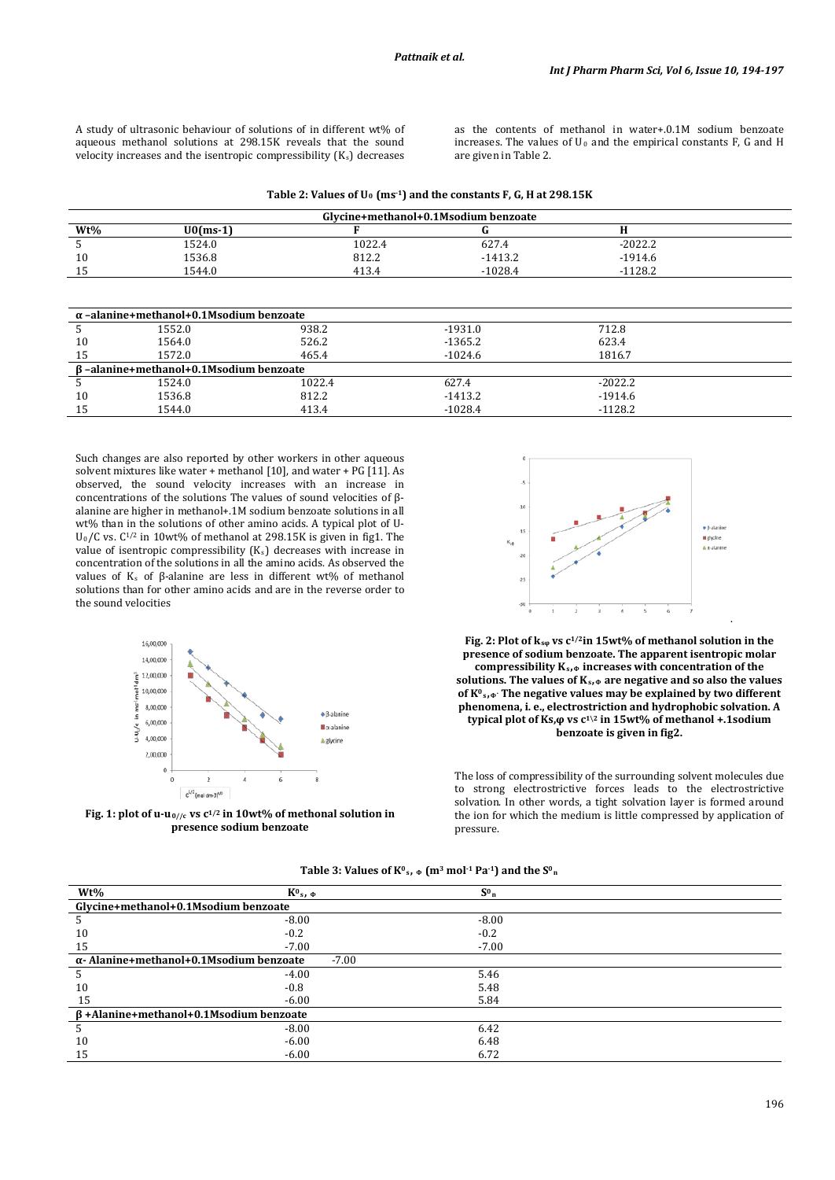A study of ultrasonic behaviour of solutions of in different wt% of aqueous methanol solutions at 298.15K reveals that the sound velocity increases and the isentropic compressibility ($K_s$) decreases as the contents of methanol in water+.0.1M sodium benzoate increases. The values of $U_0$ and the empirical constants F, G and H are given in Table 2.

**Table 2: Values of $U_0$ ($ms^{-1}$) and the constants F, G, H at 298.15K**

| Wt% | U0(ms-1) | F | G | H |
|---|---|---|---|---|
| **Glycine+methanol+0.1Msodium benzoate** | | | | |
| 5 | 1524.0 | 1022.4 | 627.4 | -2022.2 |
| 10 | 1536.8 | 812.2 | -1413.2 | -1914.6 |
| 15 | 1544.0 | 413.4 | -1028.4 | -1128.2 |
| **α –alanine+methanol+0.1Msodium benzoate** | | | | |
| 5 | 1552.0 | 938.2 | -1931.0 | 712.8 |
| 10 | 1564.0 | 526.2 | -1365.2 | 623.4 |
| 15 | 1572.0 | 465.4 | -1024.6 | 1816.7 |
| **β –alanine+methanol+0.1Msodium benzoate** | | | | |
| 5 | 1524.0 | 1022.4 | 627.4 | -2022.2 |
| 10 | 1536.8 | 812.2 | -1413.2 | -1914.6 |
| 15 | 1544.0 | 413.4 | -1028.4 | -1128.2 |

Such changes are also reported by other workers in other aqueous solvent mixtures like water + methanol [10], and water + PG [11]. As observed, the sound velocity increases with an increase in concentrations of the solutions The values of sound velocities of β-alanine are higher in methanol+.1M sodium benzoate solutions in all wt% than in the solutions of other amino acids. A typical plot of U-$U_0$/C vs. $C^{1/2}$ in 10wt% of methanol at 298.15K is given in fig1. The value of isentropic compressibility ($K_s$) decreases with increase in concentration of the solutions in all the amino acids. As observed the values of $K_s$ of β-alanine are less in different wt% of methanol solutions than for other amino acids and are in the reverse order to the sound velocities

**Fig. 1: plot of $u$-$u_{0//c}$ vs $c^{1/2}$ in 10wt% of methonal solution in presence sodium benzoate**

**Fig. 2: Plot of $k_{s\varphi}$ vs $c^{1/2}$in 15wt% of methanol solution in the presence of sodium benzoate. The apparent isentropic molar compressibility $K_{s,\Phi}$ increases with concentration of the solutions. The values of $K_{s,\Phi}$ are negative and so also the values of $K^0_{s,\Phi}$. The negative values may be explained by two different phenomena, i. e., electrostriction and hydrophobic solvation. A typical plot of Ks,φ vs $c^{1/2}$ in 15wt% of methanol +.1sodium benzoate is given in fig2.**

The loss of compressibility of the surrounding solvent molecules due to strong electrostrictive forces leads to the electrostrictive solvation. In other words, a tight solvation layer is formed around the ion for which the medium is little compressed by application of pressure.

**Table 3: Values of $K^0_{s,\Phi}$ ($m^3\ mol^{-1}\ Pa^{-1}$) and the $S^0_n$**

| Wt% | $K^0_{s,\Phi}$ | $S^0_n$ |
|---|---|---|
| **Glycine+methanol+0.1Msodium benzoate** | | |
| 5 | -8.00 | -8.00 |
| 10 | -0.2 | -0.2 |
| 15 | -7.00 | -7.00 |
| **α- Alanine+methanol+0.1Msodium benzoate** | -7.00 | |
| 5 | -4.00 | 5.46 |
| 10 | -0.8 | 5.48 |
| 15 | -6.00 | 5.84 |
| **β +Alanine+methanol+0.1Msodium benzoate** | | |
| 5 | -8.00 | 6.42 |
| 10 | -6.00 | 6.48 |
| 15 | -6.00 | 6.72 |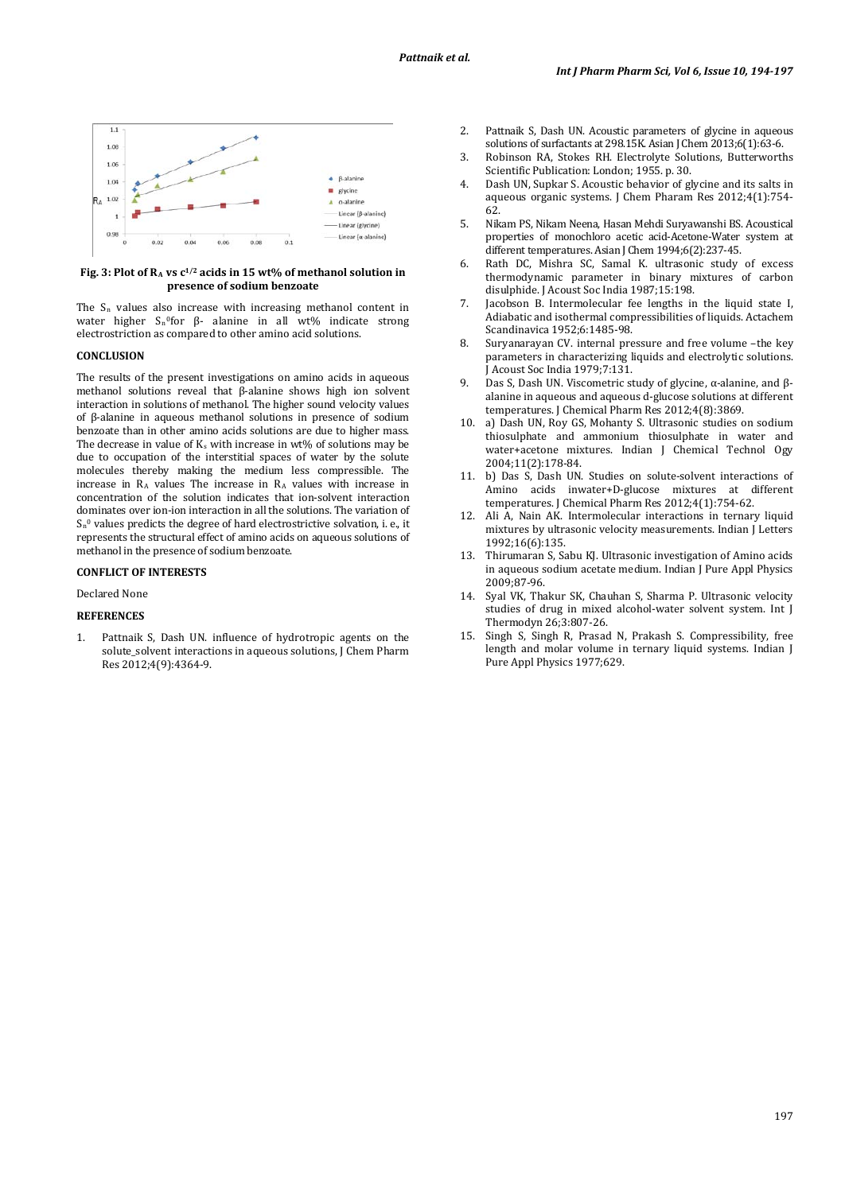1.1

1.08

1.06

1.04

$R_A$ 1.02

1

0.98

0 0.02 0.04 0.06 0.08 0.1

β-alanine

glycine

α-alanine

Linear (β-alanine)

Linear (glycine)

Linear (α-alanine)

**Fig. 3: Plot of $R_A$ vs $c^{1/2}$ acids in 15 wt% of methanol solution in presence of sodium benzoate**

The $S_n$ values also increase with increasing methanol content in water higher $S_n^0$for β- alanine in all wt% indicate strong electrostriction as compared to other amino acid solutions.

## CONCLUSION

The results of the present investigations on amino acids in aqueous methanol solutions reveal that β-alanine shows high ion solvent interaction in solutions of methanol. The higher sound velocity values of β-alanine in aqueous methanol solutions in presence of sodium benzoate than in other amino acids solutions are due to higher mass. The decrease in value of $K_s$ with increase in wt% of solutions may be due to occupation of the interstitial spaces of water by the solute molecules thereby making the medium less compressible. The increase in $R_A$ values The increase in $R_A$ values with increase in concentration of the solution indicates that ion-solvent interaction dominates over ion-ion interaction in all the solutions. The variation of $S_n^0$ values predicts the degree of hard electrostrictive solvation, i. e., it represents the structural effect of amino acids on aqueous solutions of methanol in the presence of sodium benzoate.

## CONFLICT OF INTERESTS

Declared None

## REFERENCES

1. Pattnaik S, Dash UN. influence of hydrotropic agents on the solute_solvent interactions in aqueous solutions, J Chem Pharm Res 2012;4(9):4364-9.
2. Pattnaik S, Dash UN. Acoustic parameters of glycine in aqueous solutions of surfactants at 298.15K. Asian J Chem 2013;6(1):63-6.
3. Robinson RA, Stokes RH. Electrolyte Solutions, Butterworths Scientific Publication: London; 1955. p. 30.
4. Dash UN, Supkar S. Acoustic behavior of glycine and its salts in aqueous organic systems. J Chem Pharam Res 2012;4(1):754-62.
5. Nikam PS, Nikam Neena, Hasan Mehdi Suryawanshi BS. Acoustical properties of monochloro acetic acid-Acetone-Water system at different temperatures. Asian J Chem 1994;6(2):237-45.
6. Rath DC, Mishra SC, Samal K. ultrasonic study of excess thermodynamic parameter in binary mixtures of carbon disulphide. J Acoust Soc India 1987;15:198.
7. Jacobson B. Intermolecular fee lengths in the liquid state I, Adiabatic and isothermal compressibilities of liquids. Actachem Scandinavica 1952;6:1485-98.
8. Suryanarayan CV. internal pressure and free volume –the key parameters in characterizing liquids and electrolytic solutions. J Acoust Soc India 1979;7:131.
9. Das S, Dash UN. Viscometric study of glycine, α-alanine, and β-alanine in aqueous and aqueous d-glucose solutions at different temperatures. J Chemical Pharm Res 2012;4(8):3869.
10. a) Dash UN, Roy GS, Mohanty S. Ultrasonic studies on sodium thiosulphate and ammonium thiosulphate in water and water+acetone mixtures. Indian J Chemical Technol Ogy 2004;11(2):178-84.
11. b) Das S, Dash UN. Studies on solute-solvent interactions of Amino acids inwater+D-glucose mixtures at different temperatures. J Chemical Pharm Res 2012;4(1):754-62.
12. Ali A, Nain AK. Intermolecular interactions in ternary liquid mixtures by ultrasonic velocity measurements. Indian J Letters 1992;16(6):135.
13. Thirumaran S, Sabu KJ. Ultrasonic investigation of Amino acids in aqueous sodium acetate medium. Indian J Pure Appl Physics 2009;87-96.
14. Syal VK, Thakur SK, Chauhan S, Sharma P. Ultrasonic velocity studies of drug in mixed alcohol-water solvent system. Int J Thermodyn 26;3:807-26.
15. Singh S, Singh R, Prasad N, Prakash S. Compressibility, free length and molar volume in ternary liquid systems. Indian J Pure Appl Physics 1977;629.